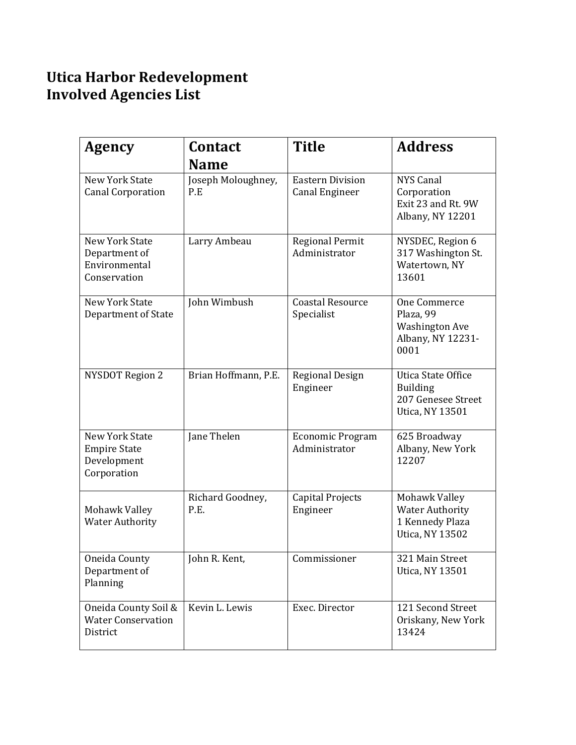# Utica Harbor Redevelopment
# Involved Agencies List

| Agency | Contact Name | Title | Address |
|---|---|---|---|
| New York State Canal Corporation | Joseph Moloughney, P.E | Eastern Division Canal Engineer | NYS Canal Corporation<br>Exit 23 and Rt. 9W<br>Albany, NY 12201 |
| New York State Department of Environmental Conservation | Larry Ambeau | Regional Permit Administrator | NYSDEC, Region 6<br>317 Washington St.<br>Watertown, NY 13601 |
| New York State Department of State | John Wimbush | Coastal Resource Specialist | One Commerce Plaza, 99 Washington Ave<br>Albany, NY 12231-0001 |
| NYSDOT Region 2 | Brian Hoffmann, P.E. | Regional Design Engineer | Utica State Office Building<br>207 Genesee Street<br>Utica, NY 13501 |
| New York State Empire State Development Corporation | Jane Thelen | Economic Program Administrator | 625 Broadway<br>Albany, New York 12207 |
| Mohawk Valley Water Authority | Richard Goodney, P.E. | Capital Projects Engineer | Mohawk Valley Water Authority<br>1 Kennedy Plaza<br>Utica, NY 13502 |
| Oneida County Department of Planning | John R. Kent, | Commissioner | 321 Main Street<br>Utica, NY 13501 |
| Oneida County Soil & Water Conservation District | Kevin L. Lewis | Exec. Director | 121 Second Street<br>Oriskany, New York 13424 |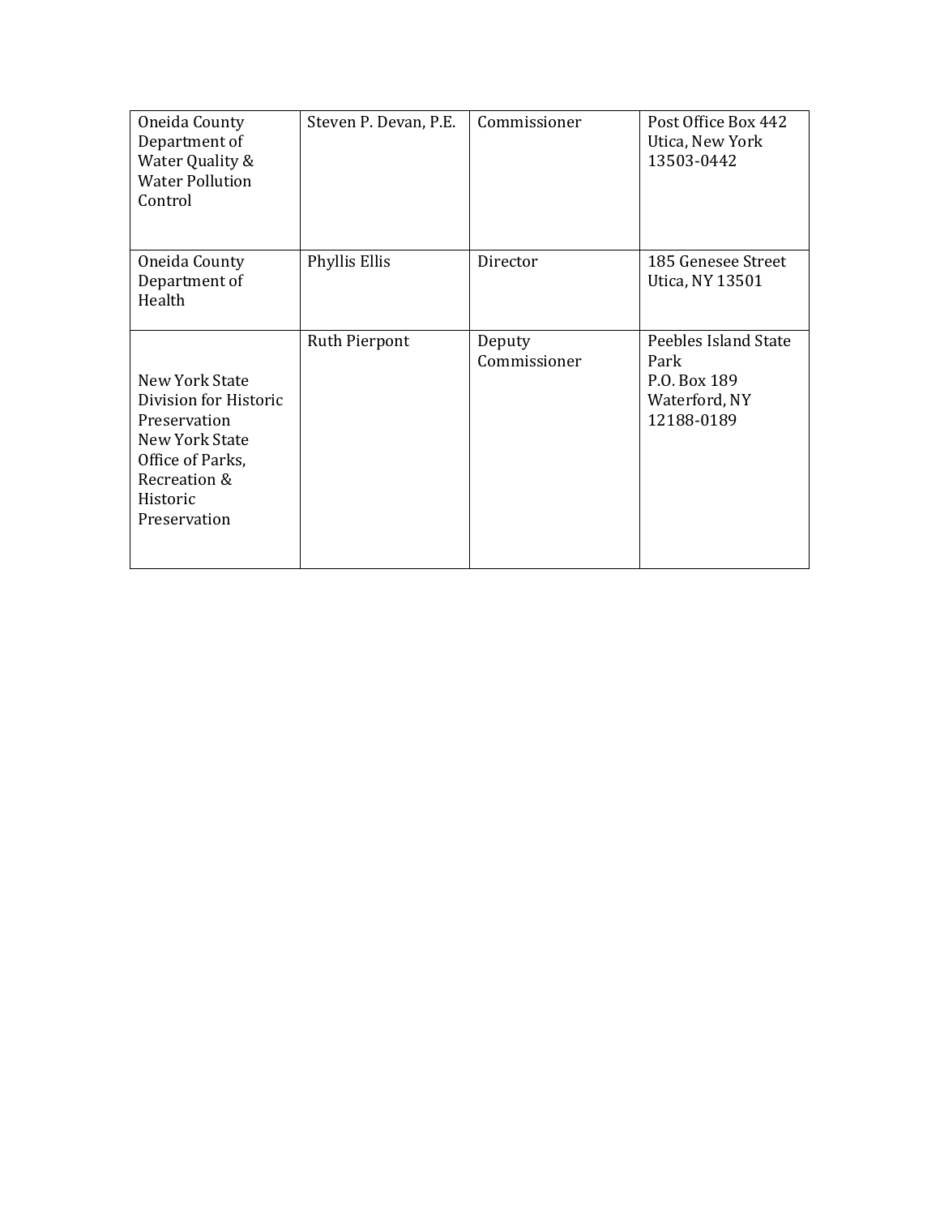| | | | |
|---|---|---|---|
| Oneida County Department of Water Quality & Water Pollution Control | Steven P. Devan, P.E. | Commissioner | Post Office Box 442<br>Utica, New York 13503-0442 |
| Oneida County Department of Health | Phyllis Ellis | Director | 185 Genesee Street<br>Utica, NY 13501 |
| New York State Division for Historic Preservation<br>New York State Office of Parks, Recreation & Historic Preservation | Ruth Pierpont | Deputy Commissioner | Peebles Island State Park<br>P.O. Box 189<br>Waterford, NY 12188-0189 |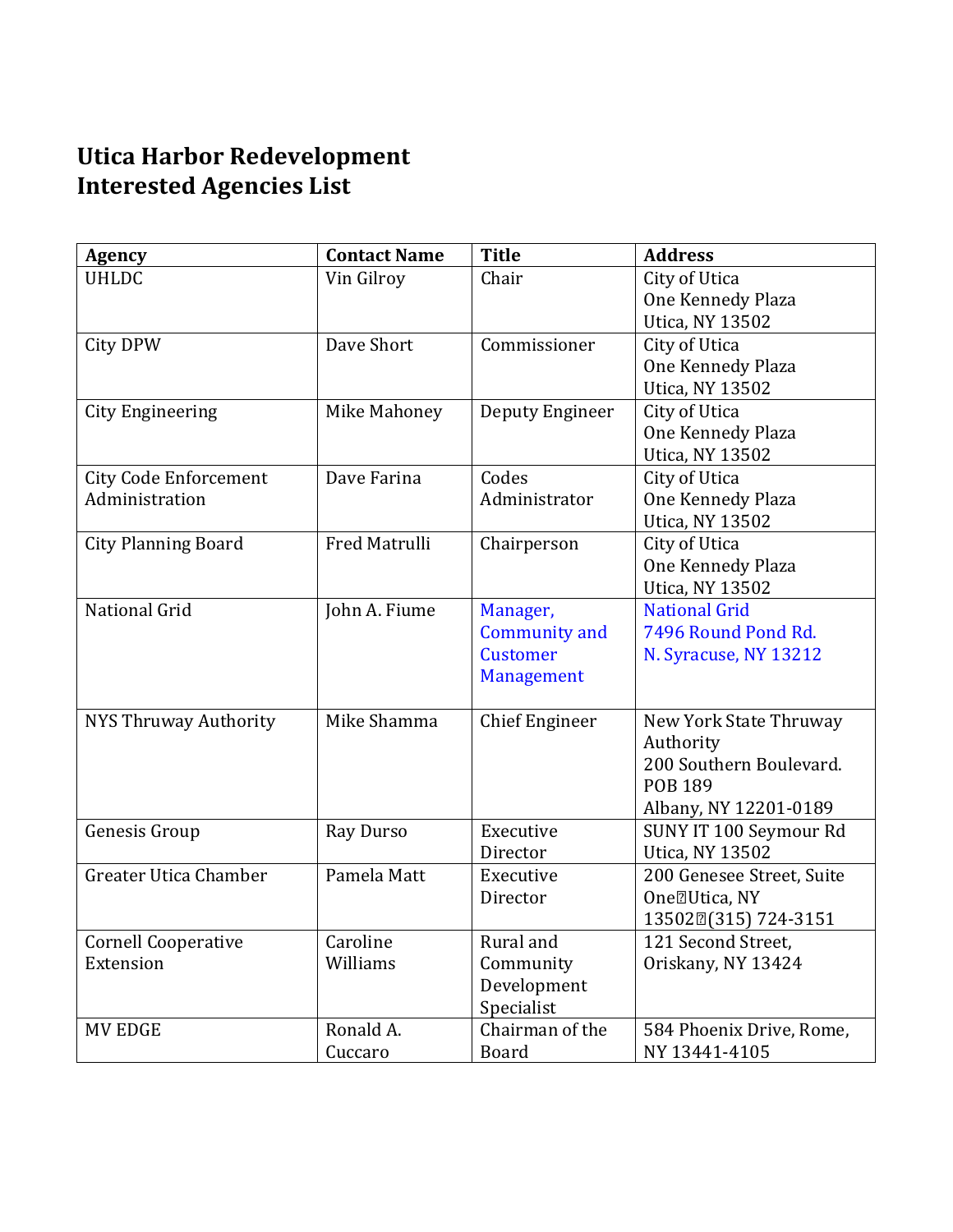# Utica Harbor Redevelopment
# Interested Agencies List

| Agency | Contact Name | Title | Address |
|---|---|---|---|
| UHLDC | Vin Gilroy | Chair | City of Utica<br>One Kennedy Plaza<br>Utica, NY 13502 |
| City DPW | Dave Short | Commissioner | City of Utica<br>One Kennedy Plaza<br>Utica, NY 13502 |
| City Engineering | Mike Mahoney | Deputy Engineer | City of Utica<br>One Kennedy Plaza<br>Utica, NY 13502 |
| City Code Enforcement Administration | Dave Farina | Codes Administrator | City of Utica<br>One Kennedy Plaza<br>Utica, NY 13502 |
| City Planning Board | Fred Matrulli | Chairperson | City of Utica<br>One Kennedy Plaza<br>Utica, NY 13502 |
| National Grid | John A. Fiume | Manager, Community and Customer Management | National Grid<br>7496 Round Pond Rd.<br>N. Syracuse, NY 13212 |
| NYS Thruway Authority | Mike Shamma | Chief Engineer | New York State Thruway Authority<br>200 Southern Boulevard.<br>POB 189<br>Albany, NY 12201-0189 |
| Genesis Group | Ray Durso | Executive Director | SUNY IT 100 Seymour Rd<br>Utica, NY 13502 |
| Greater Utica Chamber | Pamela Matt | Executive Director | 200 Genesee Street, Suite One Utica, NY 13502 (315) 724-3151 |
| Cornell Cooperative Extension | Caroline Williams | Rural and Community Development Specialist | 121 Second Street,<br>Oriskany, NY 13424 |
| MV EDGE | Ronald A. Cuccaro | Chairman of the Board | 584 Phoenix Drive, Rome, NY 13441-4105 |